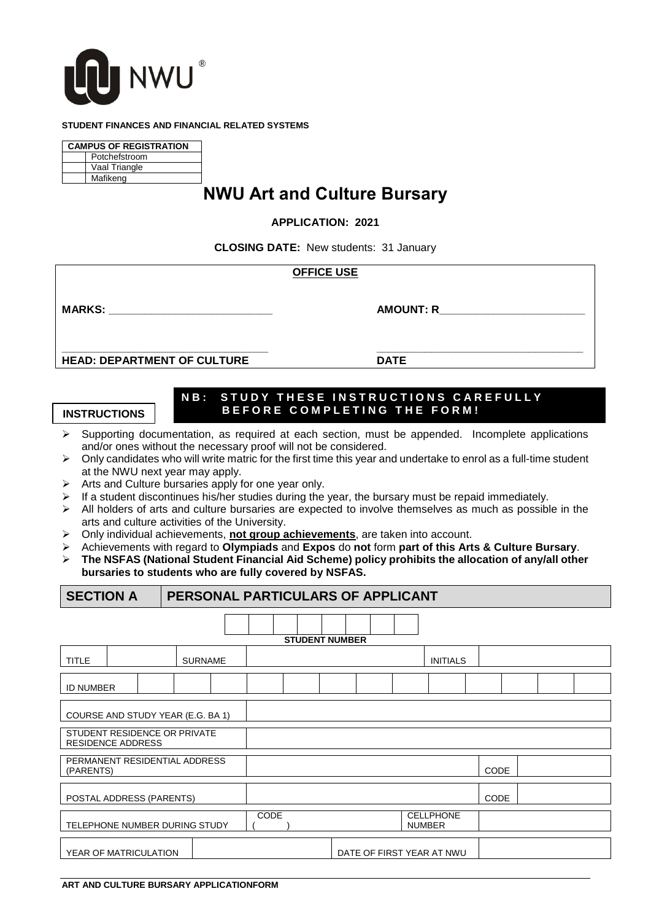NWU®

**STUDENT FINANCES AND FINANCIAL RELATED SYSTEMS**

| CAMPUS OF REGISTRATION | |
|---|---|
| | Potchefstroom |
| | Vaal Triangle |
| | Mafikeng |

# NWU Art and Culture Bursary

**APPLICATION: 2021**

**CLOSING DATE:** New students: 31 January

| **OFFICE USE** | |
|---|---|
| **MARKS:** ___________________________ | **AMOUNT: R**________________________ |
| **HEAD: DEPARTMENT OF CULTURE** | **DATE** |

**INSTRUCTIONS**

**NB: STUDY THESE INSTRUCTIONS CAREFULLY BEFORE COMPLETING THE FORM!**

- Supporting documentation, as required at each section, must be appended. Incomplete applications and/or ones without the necessary proof will not be considered.
- Only candidates who will write matric for the first time this year and undertake to enrol as a full-time student at the NWU next year may apply.
- Arts and Culture bursaries apply for one year only.
- If a student discontinues his/her studies during the year, the bursary must be repaid immediately.
- All holders of arts and culture bursaries are expected to involve themselves as much as possible in the arts and culture activities of the University.
- Only individual achievements, **not group achievements**, are taken into account.
- Achievements with regard to **Olympiads** and **Expos** do **not** form **part of this Arts & Culture Bursary**.
- **The NSFAS (National Student Financial Aid Scheme) policy prohibits the allocation of any/all other bursaries to students who are fully covered by NSFAS.**

## SECTION A PERSONAL PARTICULARS OF APPLICANT

| | | | | | | | |
|---|---|---|---|---|---|---|---|
| | | | | | | | |

**STUDENT NUMBER**

| TITLE | | SURNAME | | INITIALS | |
|---|---|---|---|---|---|

| ID NUMBER | | | | | | | | | | | | | |
|---|---|---|---|---|---|---|---|---|---|---|---|---|---|

| | |
|---|---|
| COURSE AND STUDY YEAR (E.G. BA 1) | |
| STUDENT RESIDENCE OR PRIVATE RESIDENCE ADDRESS | |

| | | | |
|---|---|---|---|
| PERMANENT RESIDENTIAL ADDRESS (PARENTS) | | CODE | |
| POSTAL ADDRESS (PARENTS) | | CODE | |

| TELEPHONE NUMBER DURING STUDY | CODE ( ) | CELLPHONE NUMBER | |
|---|---|---|---|

| YEAR OF MATRICULATION | | DATE OF FIRST YEAR AT NWU | |
|---|---|---|---|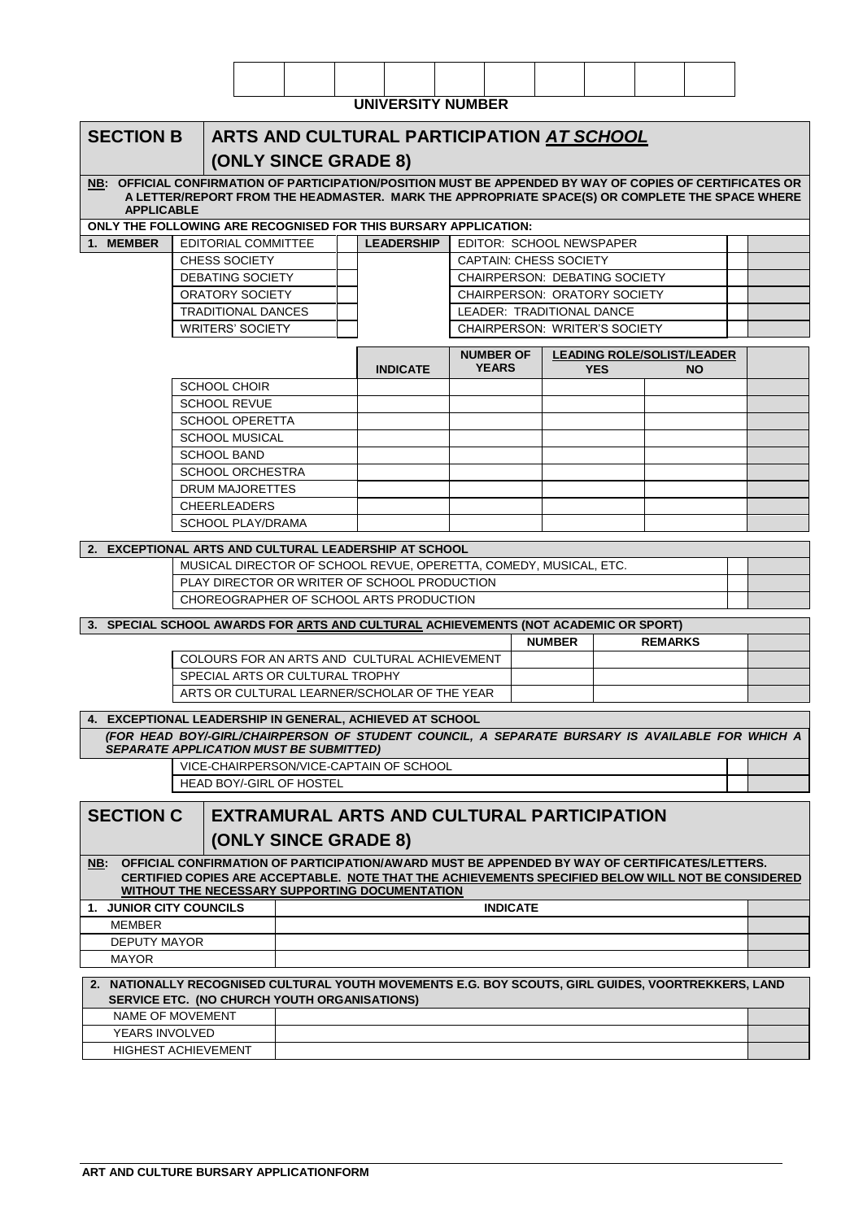| | | | | | | | | | |
|---|---|---|---|---|---|---|---|---|---|
| | | | | | | | | | |

**UNIVERSITY NUMBER**

## SECTION B — ARTS AND CULTURAL PARTICIPATION *AT SCHOOL* (ONLY SINCE GRADE 8)

**NB: OFFICIAL CONFIRMATION OF PARTICIPATION/POSITION MUST BE APPENDED BY WAY OF COPIES OF CERTIFICATES OR A LETTER/REPORT FROM THE HEADMASTER. MARK THE APPROPRIATE SPACE(S) OR COMPLETE THE SPACE WHERE APPLICABLE**

**ONLY THE FOLLOWING ARE RECOGNISED FOR THIS BURSARY APPLICATION:**

| **1. MEMBER** | | | **LEADERSHIP** | | | |
|---|---|---|---|---|---|---|
| | EDITORIAL COMMITTEE | | | EDITOR: SCHOOL NEWSPAPER | | |
| | CHESS SOCIETY | | | CAPTAIN: CHESS SOCIETY | | |
| | DEBATING SOCIETY | | | CHAIRPERSON: DEBATING SOCIETY | | |
| | ORATORY SOCIETY | | | CHAIRPERSON: ORATORY SOCIETY | | |
| | TRADITIONAL DANCES | | | LEADER: TRADITIONAL DANCE | | |
| | WRITERS' SOCIETY | | | CHAIRPERSON: WRITER'S SOCIETY | | |

| | INDICATE | NUMBER OF YEARS | LEADING ROLE/SOLIST/LEADER YES | NO | |
|---|---|---|---|---|---|
| SCHOOL CHOIR | | | | | |
| SCHOOL REVUE | | | | | |
| SCHOOL OPERETTA | | | | | |
| SCHOOL MUSICAL | | | | | |
| SCHOOL BAND | | | | | |
| SCHOOL ORCHESTRA | | | | | |
| DRUM MAJORETTES | | | | | |
| CHEERLEADERS | | | | | |
| SCHOOL PLAY/DRAMA | | | | | |

**2. EXCEPTIONAL ARTS AND CULTURAL LEADERSHIP AT SCHOOL**

| | | |
|---|---|---|
| MUSICAL DIRECTOR OF SCHOOL REVUE, OPERETTA, COMEDY, MUSICAL, ETC. | | |
| PLAY DIRECTOR OR WRITER OF SCHOOL PRODUCTION | | |
| CHOREOGRAPHER OF SCHOOL ARTS PRODUCTION | | |

**3. SPECIAL SCHOOL AWARDS FOR ARTS AND CULTURAL ACHIEVEMENTS (NOT ACADEMIC OR SPORT)**

| | NUMBER | REMARKS | |
|---|---|---|---|
| COLOURS FOR AN ARTS AND CULTURAL ACHIEVEMENT | | | |
| SPECIAL ARTS OR CULTURAL TROPHY | | | |
| ARTS OR CULTURAL LEARNER/SCHOLAR OF THE YEAR | | | |

**4. EXCEPTIONAL LEADERSHIP IN GENERAL, ACHIEVED AT SCHOOL**

***(FOR HEAD BOY/-GIRL/CHAIRPERSON OF STUDENT COUNCIL, A SEPARATE BURSARY IS AVAILABLE FOR WHICH A SEPARATE APPLICATION MUST BE SUBMITTED)***

| | | |
|---|---|---|
| VICE-CHAIRPERSON/VICE-CAPTAIN OF SCHOOL | | |
| HEAD BOY/-GIRL OF HOSTEL | | |

## SECTION C — EXTRAMURAL ARTS AND CULTURAL PARTICIPATION (ONLY SINCE GRADE 8)

**NB: OFFICIAL CONFIRMATION OF PARTICIPATION/AWARD MUST BE APPENDED BY WAY OF CERTIFICATES/LETTERS. CERTIFIED COPIES ARE ACCEPTABLE. NOTE THAT THE ACHIEVEMENTS SPECIFIED BELOW WILL NOT BE CONSIDERED WITHOUT THE NECESSARY SUPPORTING DOCUMENTATION**

| 1. JUNIOR CITY COUNCILS | INDICATE | |
|---|---|---|
| MEMBER | | |
| DEPUTY MAYOR | | |
| MAYOR | | |

**2. NATIONALLY RECOGNISED CULTURAL YOUTH MOVEMENTS E.G. BOY SCOUTS, GIRL GUIDES, VOORTREKKERS, LAND SERVICE ETC. (NO CHURCH YOUTH ORGANISATIONS)**

| | | |
|---|---|---|
| NAME OF MOVEMENT | | |
| YEARS INVOLVED | | |
| HIGHEST ACHIEVEMENT | | |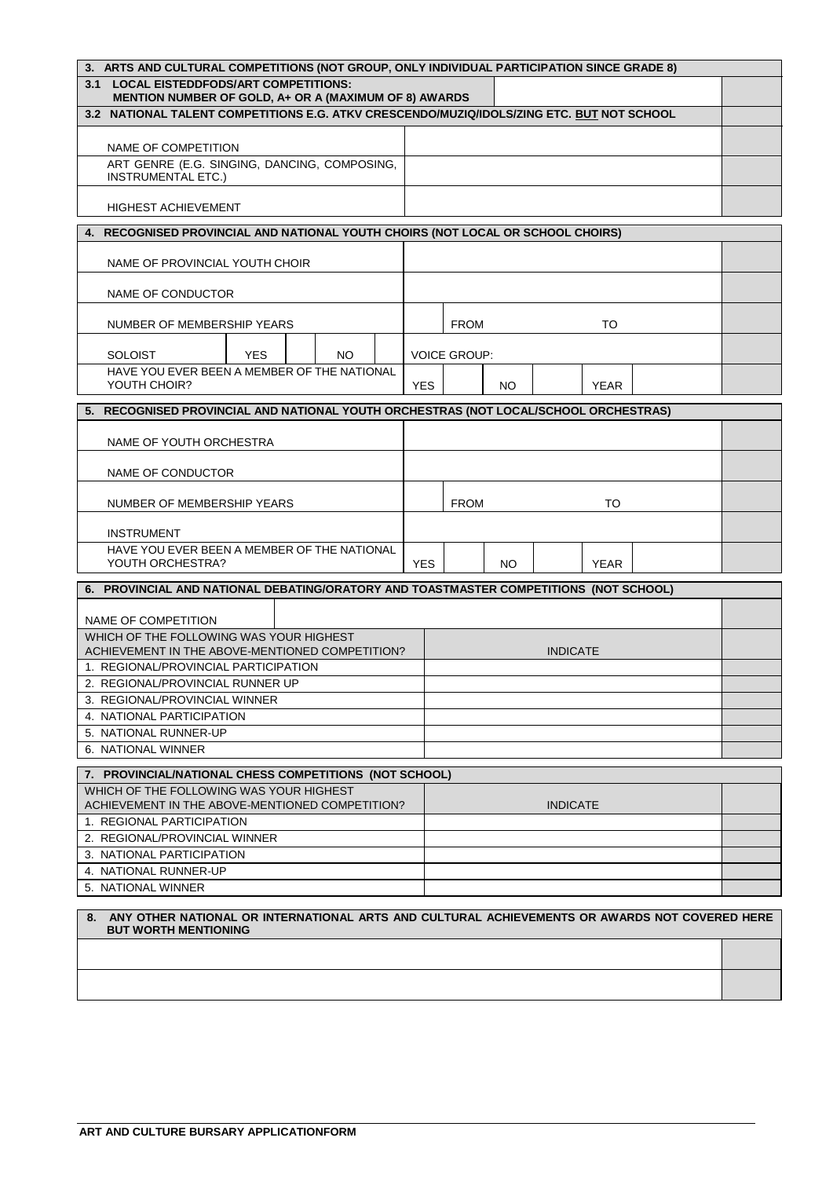| 3. ARTS AND CULTURAL COMPETITIONS (NOT GROUP, ONLY INDIVIDUAL PARTICIPATION SINCE GRADE 8) | | |
|---|---|---|
| 3.1 LOCAL EISTEDDFODS/ART COMPETITIONS: MENTION NUMBER OF GOLD, A+ OR A (MAXIMUM OF 8) AWARDS | | |
| 3.2 NATIONAL TALENT COMPETITIONS E.G. ATKV CRESCENDO/MUZIQ/IDOLS/ZING ETC. **BUT** NOT SCHOOL | | |
| NAME OF COMPETITION | | |
| ART GENRE (E.G. SINGING, DANCING, COMPOSING, INSTRUMENTAL ETC.) | | |
| HIGHEST ACHIEVEMENT | | |

| 4. RECOGNISED PROVINCIAL AND NATIONAL YOUTH CHOIRS (NOT LOCAL OR SCHOOL CHOIRS) | | | | | | | | | | | |
|---|---|---|---|---|---|---|---|---|---|---|---|
| NAME OF PROVINCIAL YOUTH CHOIR | | | | | | | | | | | |
| NAME OF CONDUCTOR | | | | | | | | | | | |
| NUMBER OF MEMBERSHIP YEARS | | | | | | FROM | | | TO | | |
| SOLOIST | YES | | NO | | VOICE GROUP: | | | | | | |
| HAVE YOU EVER BEEN A MEMBER OF THE NATIONAL YOUTH CHOIR? | | | | | YES | | NO | | YEAR | | |

| 5. RECOGNISED PROVINCIAL AND NATIONAL YOUTH ORCHESTRAS (NOT LOCAL/SCHOOL ORCHESTRAS) | | | | | | | | |
|---|---|---|---|---|---|---|---|---|
| NAME OF YOUTH ORCHESTRA | | | | | | | | |
| NAME OF CONDUCTOR | | | | | | | | |
| NUMBER OF MEMBERSHIP YEARS | | FROM | | | TO | | | |
| INSTRUMENT | | | | | | | | |
| HAVE YOU EVER BEEN A MEMBER OF THE NATIONAL YOUTH ORCHESTRA? | YES | | NO | | YEAR | | | |

| 6. PROVINCIAL AND NATIONAL DEBATING/ORATORY AND TOASTMASTER COMPETITIONS (NOT SCHOOL) | | |
|---|---|---|
| NAME OF COMPETITION | | |
| WHICH OF THE FOLLOWING WAS YOUR HIGHEST ACHIEVEMENT IN THE ABOVE-MENTIONED COMPETITION? | INDICATE | |
| 1. REGIONAL/PROVINCIAL PARTICIPATION | | |
| 2. REGIONAL/PROVINCIAL RUNNER UP | | |
| 3. REGIONAL/PROVINCIAL WINNER | | |
| 4. NATIONAL PARTICIPATION | | |
| 5. NATIONAL RUNNER-UP | | |
| 6. NATIONAL WINNER | | |

| 7. PROVINCIAL/NATIONAL CHESS COMPETITIONS (NOT SCHOOL) | | |
|---|---|---|
| WHICH OF THE FOLLOWING WAS YOUR HIGHEST ACHIEVEMENT IN THE ABOVE-MENTIONED COMPETITION? | INDICATE | |
| 1. REGIONAL PARTICIPATION | | |
| 2. REGIONAL/PROVINCIAL WINNER | | |
| 3. NATIONAL PARTICIPATION | | |
| 4. NATIONAL RUNNER-UP | | |
| 5. NATIONAL WINNER | | |

| 8. ANY OTHER NATIONAL OR INTERNATIONAL ARTS AND CULTURAL ACHIEVEMENTS OR AWARDS NOT COVERED HERE BUT WORTH MENTIONING | |
|---|---|
| | |
| | |

**ART AND CULTURE BURSARY APPLICATIONFORM**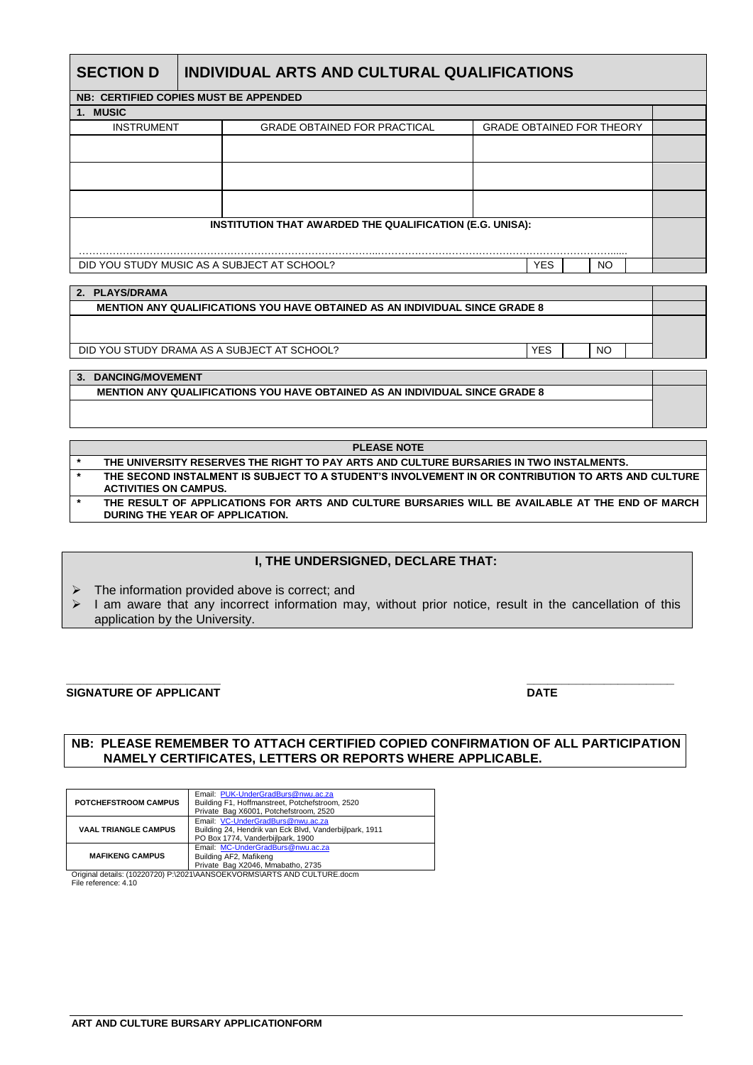## SECTION D INDIVIDUAL ARTS AND CULTURAL QUALIFICATIONS

**NB: CERTIFIED COPIES MUST BE APPENDED**

**1. MUSIC**

| INSTRUMENT | GRADE OBTAINED FOR PRACTICAL | GRADE OBTAINED FOR THEORY |
|---|---|---|
| | | |
| | | |
| | | |

**INSTITUTION THAT AWARDED THE QUALIFICATION (E.G. UNISA):**

……………………………………………………………………………………………………………………………………

DID YOU STUDY MUSIC AS A SUBJECT AT SCHOOL? YES ☐ NO ☐

**2. PLAYS/DRAMA**

**MENTION ANY QUALIFICATIONS YOU HAVE OBTAINED AS AN INDIVIDUAL SINCE GRADE 8**

DID YOU STUDY DRAMA AS A SUBJECT AT SCHOOL? YES ☐ NO ☐

**3. DANCING/MOVEMENT**

**MENTION ANY QUALIFICATIONS YOU HAVE OBTAINED AS AN INDIVIDUAL SINCE GRADE 8**

**PLEASE NOTE**

- **THE UNIVERSITY RESERVES THE RIGHT TO PAY ARTS AND CULTURE BURSARIES IN TWO INSTALMENTS.**
- **THE SECOND INSTALMENT IS SUBJECT TO A STUDENT'S INVOLVEMENT IN OR CONTRIBUTION TO ARTS AND CULTURE ACTIVITIES ON CAMPUS.**
- **THE RESULT OF APPLICATIONS FOR ARTS AND CULTURE BURSARIES WILL BE AVAILABLE AT THE END OF MARCH DURING THE YEAR OF APPLICATION.**

### I, THE UNDERSIGNED, DECLARE THAT:

- The information provided above is correct; and
- I am aware that any incorrect information may, without prior notice, result in the cancellation of this application by the University.

\_\_\_\_\_\_\_\_\_\_\_\_\_\_\_\_\_\_\_\_\_\_\_\_ \_\_\_\_\_\_\_\_\_\_\_\_\_\_\_\_\_\_\_\_\_\_\_\_

**SIGNATURE OF APPLICANT** **DATE**

**NB: PLEASE REMEMBER TO ATTACH CERTIFIED COPIED CONFIRMATION OF ALL PARTICIPATION NAMELY CERTIFICATES, LETTERS OR REPORTS WHERE APPLICABLE.**

| | |
|---|---|
| **POTCHEFSTROOM CAMPUS** | Email: PUK-UnderGradBurs@nwu.ac.za<br>Building F1, Hoffmanstreet, Potchefstroom, 2520<br>Private Bag X6001, Potchefstroom, 2520 |
| **VAAL TRIANGLE CAMPUS** | Email: VC-UnderGradBurs@nwu.ac.za<br>Building 24, Hendrik van Eck Blvd, Vanderbijlpark, 1911<br>PO Box 1774, Vanderbijlpark, 1900 |
| **MAFIKENG CAMPUS** | Email: MC-UnderGradBurs@nwu.ac.za<br>Building AF2, Mafikeng<br>Private Bag X2046, Mmabatho, 2735 |

Original details: (10220720) P:\2021\AANSOEKVORMS\ARTS AND CULTURE.docm
File reference: 4.10